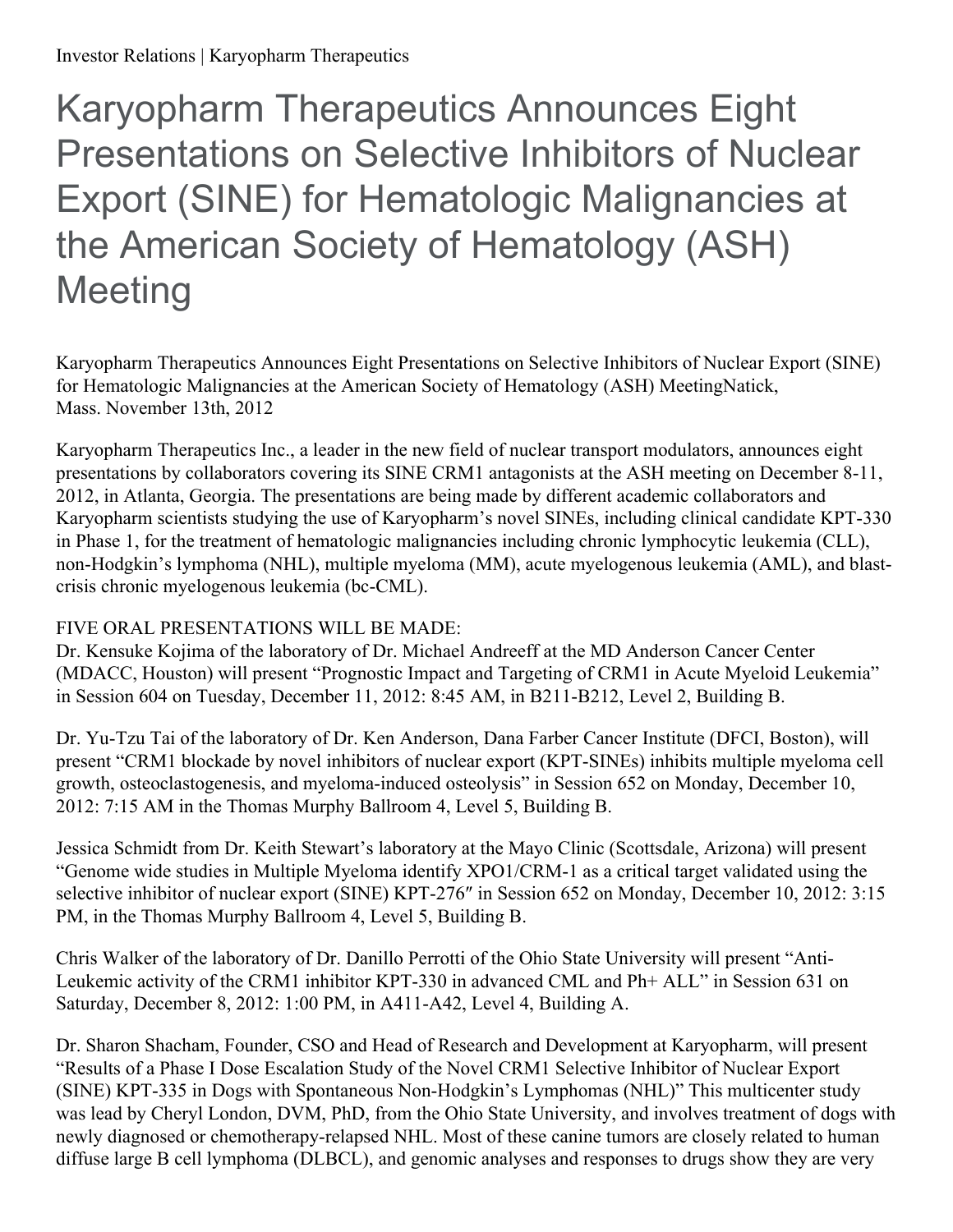# Karyopharm Therapeutics Announces Eight Presentations on Selective Inhibitors of Nuclear Export (SINE) for Hematologic Malignancies at the American Society of Hematology (ASH) Meeting

Karyopharm Therapeutics Announces Eight Presentations on Selective Inhibitors of Nuclear Export (SINE) for Hematologic Malignancies at the American Society of Hematology (ASH) MeetingNatick, Mass. November 13th, 2012

Karyopharm Therapeutics Inc., a leader in the new field of nuclear transport modulators, announces eight presentations by collaborators covering its SINE CRM1 antagonists at the ASH meeting on December 8-11, 2012, in Atlanta, Georgia. The presentations are being made by different academic collaborators and Karyopharm scientists studying the use of Karyopharm's novel SINEs, including clinical candidate KPT-330 in Phase 1, for the treatment of hematologic malignancies including chronic lymphocytic leukemia (CLL), non-Hodgkin's lymphoma (NHL), multiple myeloma (MM), acute myelogenous leukemia (AML), and blast-crisis chronic myelogenous leukemia (bc-CML).

FIVE ORAL PRESENTATIONS WILL BE MADE:

Dr. Kensuke Kojima of the laboratory of Dr. Michael Andreeff at the MD Anderson Cancer Center (MDACC, Houston) will present "Prognostic Impact and Targeting of CRM1 in Acute Myeloid Leukemia" in Session 604 on Tuesday, December 11, 2012: 8:45 AM, in B211-B212, Level 2, Building B.

Dr. Yu-Tzu Tai of the laboratory of Dr. Ken Anderson, Dana Farber Cancer Institute (DFCI, Boston), will present "CRM1 blockade by novel inhibitors of nuclear export (KPT-SINEs) inhibits multiple myeloma cell growth, osteoclastogenesis, and myeloma-induced osteolysis" in Session 652 on Monday, December 10, 2012: 7:15 AM in the Thomas Murphy Ballroom 4, Level 5, Building B.

Jessica Schmidt from Dr. Keith Stewart's laboratory at the Mayo Clinic (Scottsdale, Arizona) will present "Genome wide studies in Multiple Myeloma identify XPO1/CRM-1 as a critical target validated using the selective inhibitor of nuclear export (SINE) KPT-276″ in Session 652 on Monday, December 10, 2012: 3:15 PM, in the Thomas Murphy Ballroom 4, Level 5, Building B.

Chris Walker of the laboratory of Dr. Danillo Perrotti of the Ohio State University will present "Anti-Leukemic activity of the CRM1 inhibitor KPT-330 in advanced CML and Ph+ ALL" in Session 631 on Saturday, December 8, 2012: 1:00 PM, in A411-A42, Level 4, Building A.

Dr. Sharon Shacham, Founder, CSO and Head of Research and Development at Karyopharm, will present "Results of a Phase I Dose Escalation Study of the Novel CRM1 Selective Inhibitor of Nuclear Export (SINE) KPT-335 in Dogs with Spontaneous Non-Hodgkin's Lymphomas (NHL)" This multicenter study was lead by Cheryl London, DVM, PhD, from the Ohio State University, and involves treatment of dogs with newly diagnosed or chemotherapy-relapsed NHL. Most of these canine tumors are closely related to human diffuse large B cell lymphoma (DLBCL), and genomic analyses and responses to drugs show they are very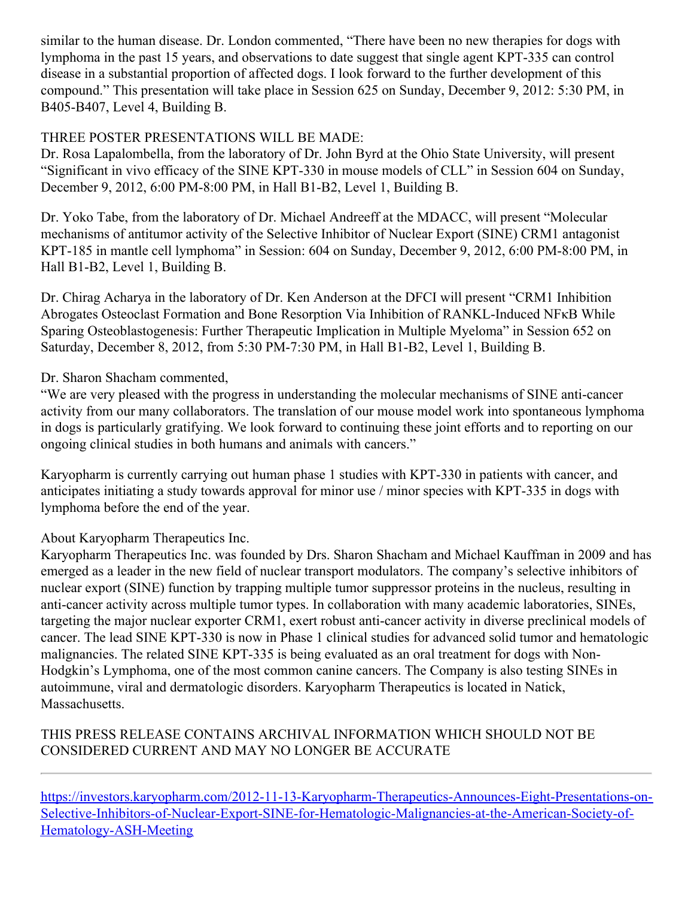similar to the human disease. Dr. London commented, "There have been no new therapies for dogs with lymphoma in the past 15 years, and observations to date suggest that single agent KPT-335 can control disease in a substantial proportion of affected dogs. I look forward to the further development of this compound." This presentation will take place in Session 625 on Sunday, December 9, 2012: 5:30 PM, in B405-B407, Level 4, Building B.

THREE POSTER PRESENTATIONS WILL BE MADE:

Dr. Rosa Lapalombella, from the laboratory of Dr. John Byrd at the Ohio State University, will present "Significant in vivo efficacy of the SINE KPT-330 in mouse models of CLL" in Session 604 on Sunday, December 9, 2012, 6:00 PM-8:00 PM, in Hall B1-B2, Level 1, Building B.

Dr. Yoko Tabe, from the laboratory of Dr. Michael Andreeff at the MDACC, will present "Molecular mechanisms of antitumor activity of the Selective Inhibitor of Nuclear Export (SINE) CRM1 antagonist KPT-185 in mantle cell lymphoma" in Session: 604 on Sunday, December 9, 2012, 6:00 PM-8:00 PM, in Hall B1-B2, Level 1, Building B.

Dr. Chirag Acharya in the laboratory of Dr. Ken Anderson at the DFCI will present "CRM1 Inhibition Abrogates Osteoclast Formation and Bone Resorption Via Inhibition of RANKL-Induced NFκB While Sparing Osteoblastogenesis: Further Therapeutic Implication in Multiple Myeloma" in Session 652 on Saturday, December 8, 2012, from 5:30 PM-7:30 PM, in Hall B1-B2, Level 1, Building B.

Dr. Sharon Shacham commented,

"We are very pleased with the progress in understanding the molecular mechanisms of SINE anti-cancer activity from our many collaborators. The translation of our mouse model work into spontaneous lymphoma in dogs is particularly gratifying. We look forward to continuing these joint efforts and to reporting on our ongoing clinical studies in both humans and animals with cancers."

Karyopharm is currently carrying out human phase 1 studies with KPT-330 in patients with cancer, and anticipates initiating a study towards approval for minor use / minor species with KPT-335 in dogs with lymphoma before the end of the year.

About Karyopharm Therapeutics Inc.

Karyopharm Therapeutics Inc. was founded by Drs. Sharon Shacham and Michael Kauffman in 2009 and has emerged as a leader in the new field of nuclear transport modulators. The company's selective inhibitors of nuclear export (SINE) function by trapping multiple tumor suppressor proteins in the nucleus, resulting in anti-cancer activity across multiple tumor types. In collaboration with many academic laboratories, SINEs, targeting the major nuclear exporter CRM1, exert robust anti-cancer activity in diverse preclinical models of cancer. The lead SINE KPT-330 is now in Phase 1 clinical studies for advanced solid tumor and hematologic malignancies. The related SINE KPT-335 is being evaluated as an oral treatment for dogs with Non-Hodgkin's Lymphoma, one of the most common canine cancers. The Company is also testing SINEs in autoimmune, viral and dermatologic disorders. Karyopharm Therapeutics is located in Natick, Massachusetts.

THIS PRESS RELEASE CONTAINS ARCHIVAL INFORMATION WHICH SHOULD NOT BE CONSIDERED CURRENT AND MAY NO LONGER BE ACCURATE

---

https://investors.karyopharm.com/2012-11-13-Karyopharm-Therapeutics-Announces-Eight-Presentations-on-Selective-Inhibitors-of-Nuclear-Export-SINE-for-Hematologic-Malignancies-at-the-American-Society-of-Hematology-ASH-Meeting